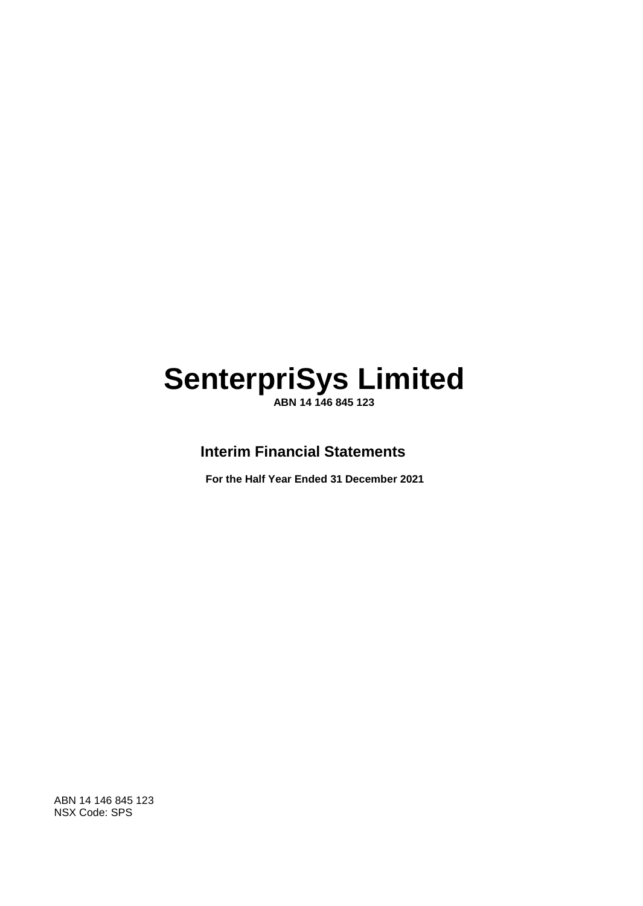# SenterpriSys Limited

**ABN 14 146 845 123**

## Interim Financial Statements

**For the Half Year Ended 31 December 2021**

ABN 14 146 845 123
NSX Code: SPS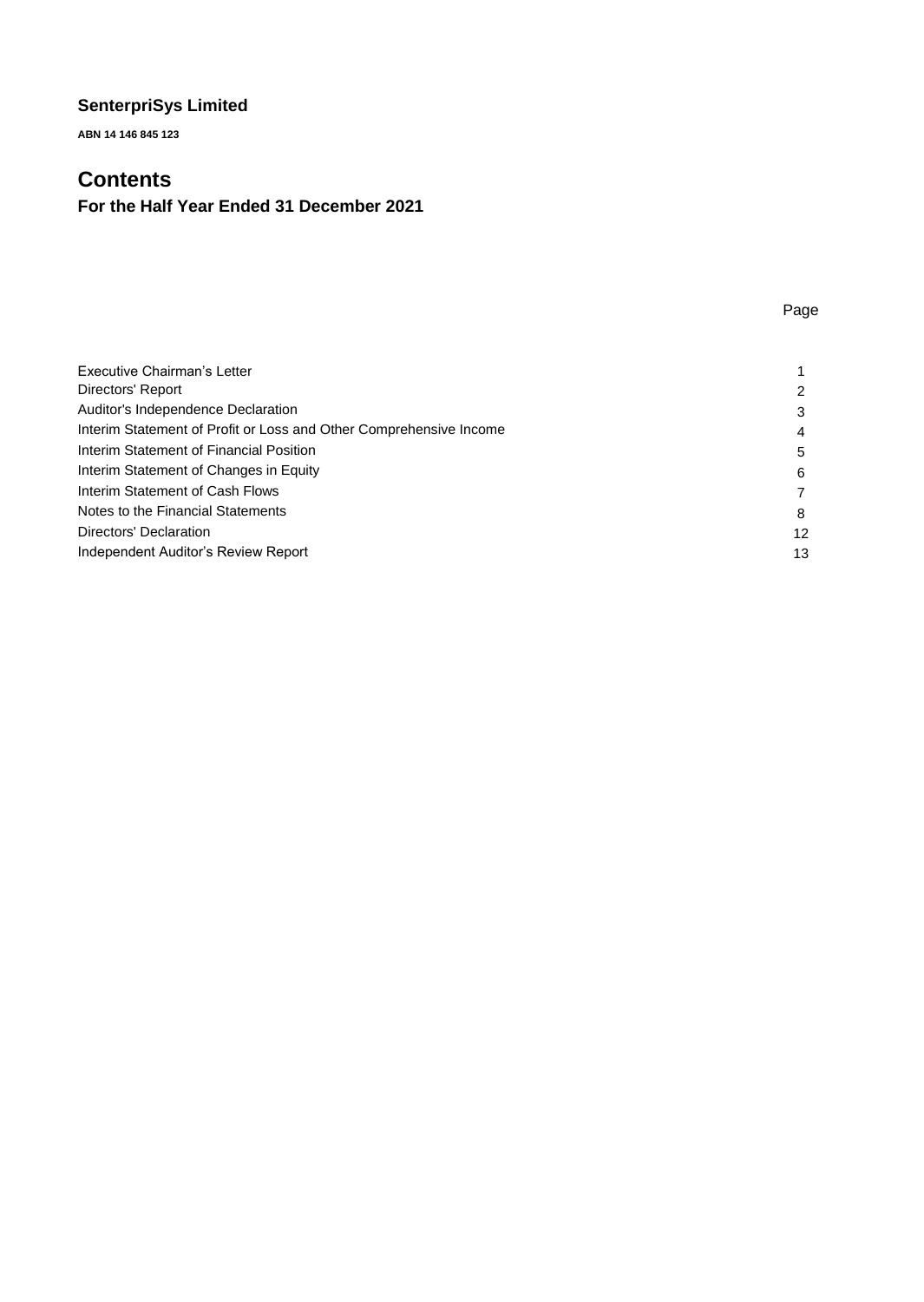# SenterpriSys Limited

**ABN 14 146 845 123**

## Contents

### For the Half Year Ended 31 December 2021

| | Page |
|---|---|
| Executive Chairman's Letter | 1 |
| Directors' Report | 2 |
| Auditor's Independence Declaration | 3 |
| Interim Statement of Profit or Loss and Other Comprehensive Income | 4 |
| Interim Statement of Financial Position | 5 |
| Interim Statement of Changes in Equity | 6 |
| Interim Statement of Cash Flows | 7 |
| Notes to the Financial Statements | 8 |
| Directors' Declaration | 12 |
| Independent Auditor's Review Report | 13 |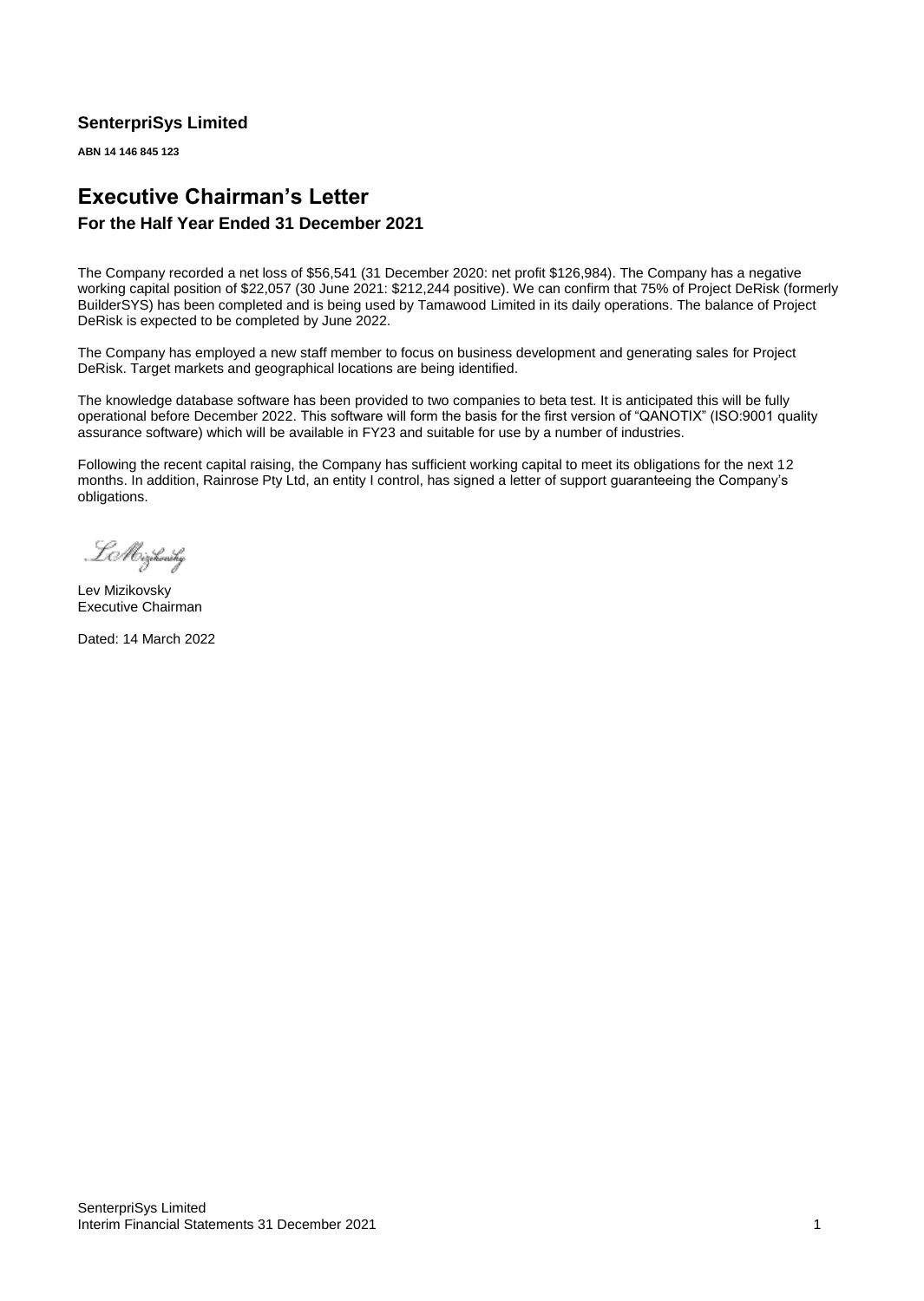## SenterpriSys Limited

**ABN 14 146 845 123**

# Executive Chairman's Letter

### For the Half Year Ended 31 December 2021

The Company recorded a net loss of $56,541 (31 December 2020: net profit $126,984). The Company has a negative working capital position of $22,057 (30 June 2021: $212,244 positive). We can confirm that 75% of Project DeRisk (formerly BuilderSYS) has been completed and is being used by Tamawood Limited in its daily operations. The balance of Project DeRisk is expected to be completed by June 2022.

The Company has employed a new staff member to focus on business development and generating sales for Project DeRisk. Target markets and geographical locations are being identified.

The knowledge database software has been provided to two companies to beta test. It is anticipated this will be fully operational before December 2022. This software will form the basis for the first version of "QANOTIX" (ISO:9001 quality assurance software) which will be available in FY23 and suitable for use by a number of industries.

Following the recent capital raising, the Company has sufficient working capital to meet its obligations for the next 12 months. In addition, Rainrose Pty Ltd, an entity I control, has signed a letter of support guaranteeing the Company's obligations.

Lev Mizikovsky
Executive Chairman

Dated: 14 March 2022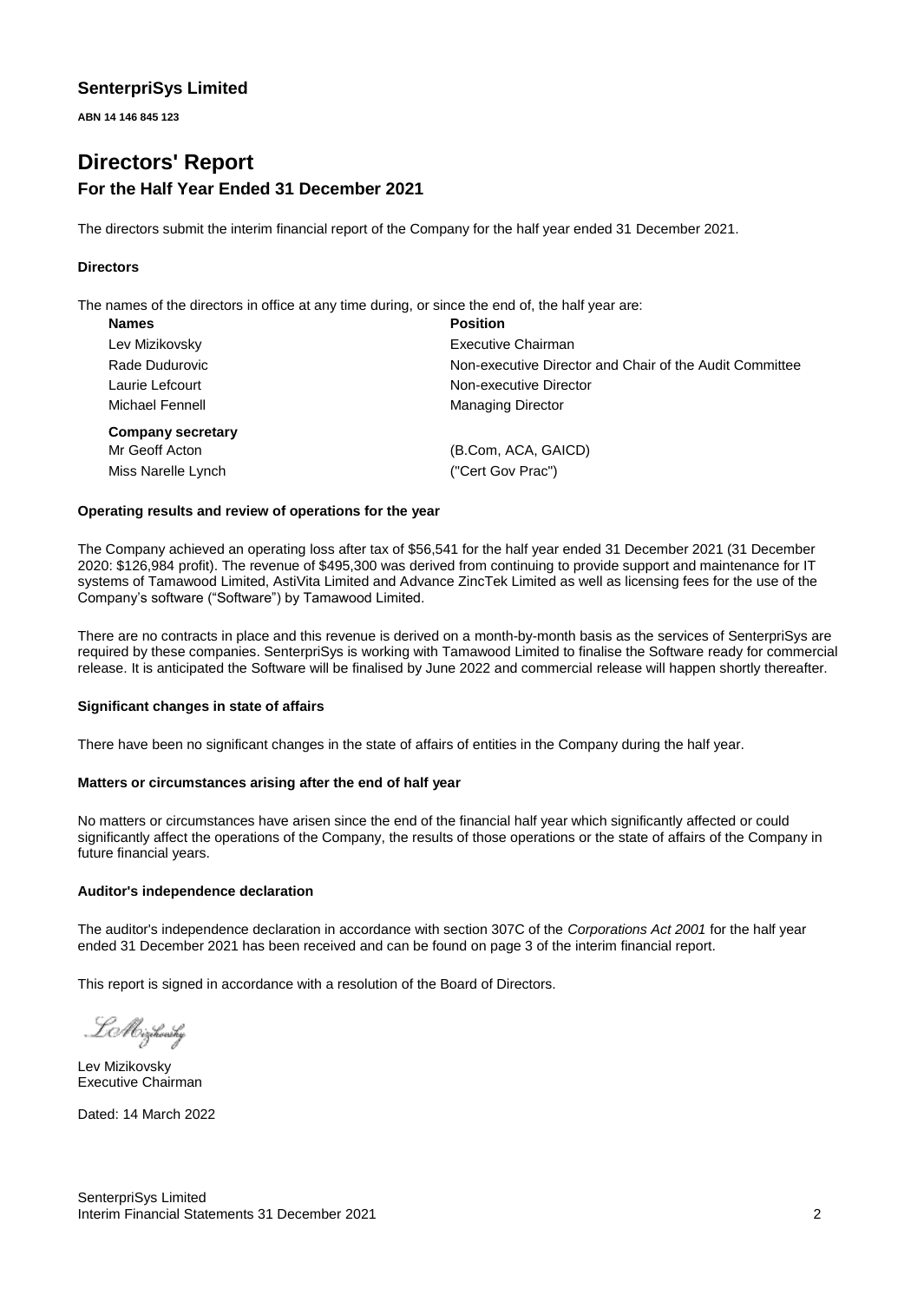## SenterpriSys Limited

**ABN 14 146 845 123**

# Directors' Report

## For the Half Year Ended 31 December 2021

The directors submit the interim financial report of the Company for the half year ended 31 December 2021.

### Directors

The names of the directors in office at any time during, or since the end of, the half year are:

| **Names** | **Position** |
| --- | --- |
| Lev Mizikovsky | Executive Chairman |
| Rade Dudurovic | Non-executive Director and Chair of the Audit Committee |
| Laurie Lefcourt | Non-executive Director |
| Michael Fennell | Managing Director |
| **Company secretary** | |
| Mr Geoff Acton | (B.Com, ACA, GAICD) |
| Miss Narelle Lynch | ("Cert Gov Prac") |

### Operating results and review of operations for the year

The Company achieved an operating loss after tax of $56,541 for the half year ended 31 December 2021 (31 December 2020: $126,984 profit). The revenue of $495,300 was derived from continuing to provide support and maintenance for IT systems of Tamawood Limited, AstiVita Limited and Advance ZincTek Limited as well as licensing fees for the use of the Company's software ("Software") by Tamawood Limited.

There are no contracts in place and this revenue is derived on a month-by-month basis as the services of SenterpriSys are required by these companies. SenterpriSys is working with Tamawood Limited to finalise the Software ready for commercial release. It is anticipated the Software will be finalised by June 2022 and commercial release will happen shortly thereafter.

### Significant changes in state of affairs

There have been no significant changes in the state of affairs of entities in the Company during the half year.

### Matters or circumstances arising after the end of half year

No matters or circumstances have arisen since the end of the financial half year which significantly affected or could significantly affect the operations of the Company, the results of those operations or the state of affairs of the Company in future financial years.

### Auditor's independence declaration

The auditor's independence declaration in accordance with section 307C of the *Corporations Act 2001* for the half year ended 31 December 2021 has been received and can be found on page 3 of the interim financial report.

This report is signed in accordance with a resolution of the Board of Directors.

Lev Mizikovsky
Executive Chairman

Dated: 14 March 2022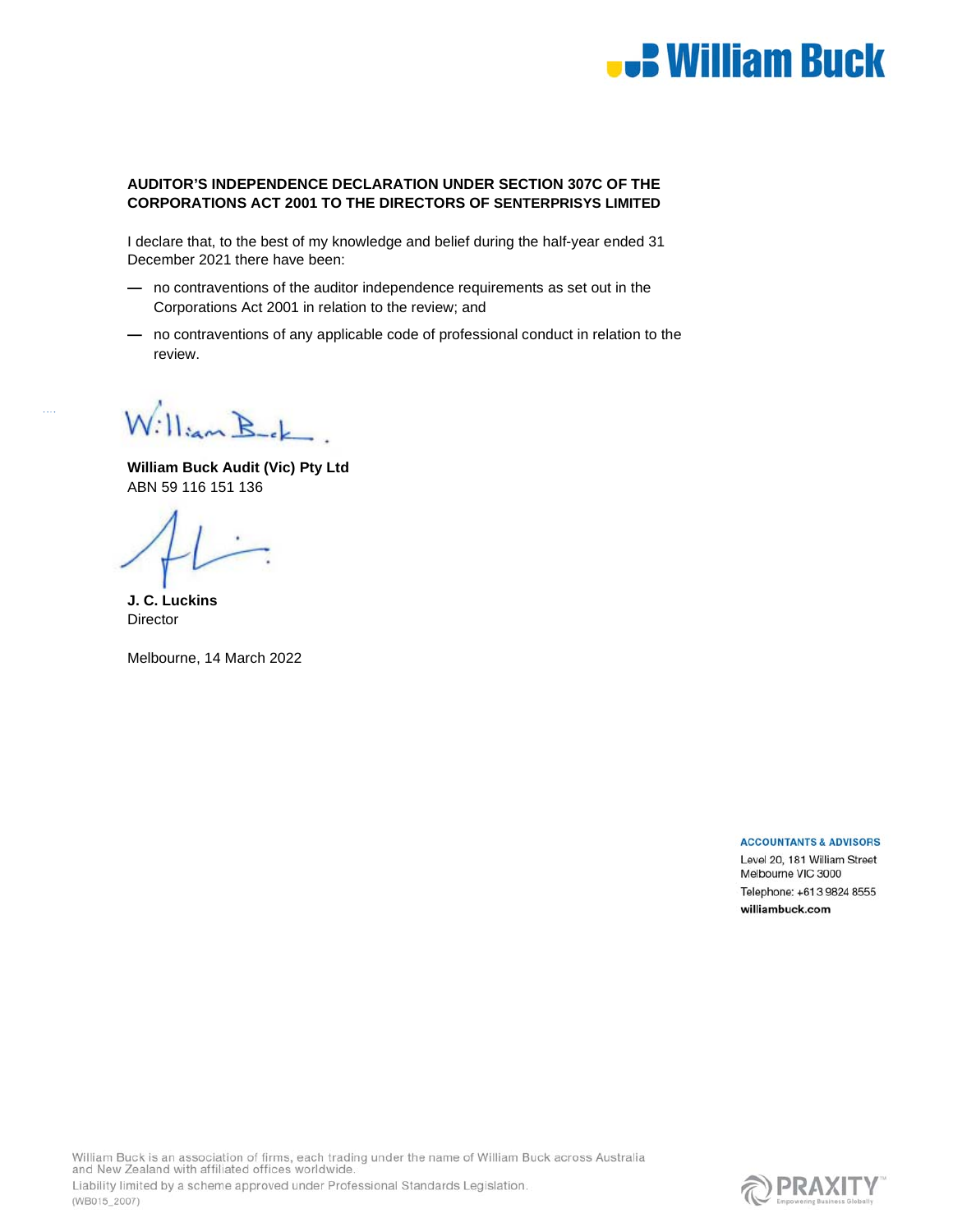**AUDITOR'S INDEPENDENCE DECLARATION UNDER SECTION 307C OF THE CORPORATIONS ACT 2001 TO THE DIRECTORS OF SENTERPRISYS LIMITED**

I declare that, to the best of my knowledge and belief during the half-year ended 31 December 2021 there have been:

- no contraventions of the auditor independence requirements as set out in the Corporations Act 2001 in relation to the review; and
- no contraventions of any applicable code of professional conduct in relation to the review.

**William Buck Audit (Vic) Pty Ltd**
ABN 59 116 151 136

**J. C. Luckins**
Director

Melbourne, 14 March 2022

**ACCOUNTANTS & ADVISORS**
Level 20, 181 William Street
Melbourne VIC 3000
Telephone: +61 3 9824 8555
**williambuck.com**

William Buck is an association of firms, each trading under the name of William Buck across Australia and New Zealand with affiliated offices worldwide.
Liability limited by a scheme approved under Professional Standards Legislation.
(WB015_2007)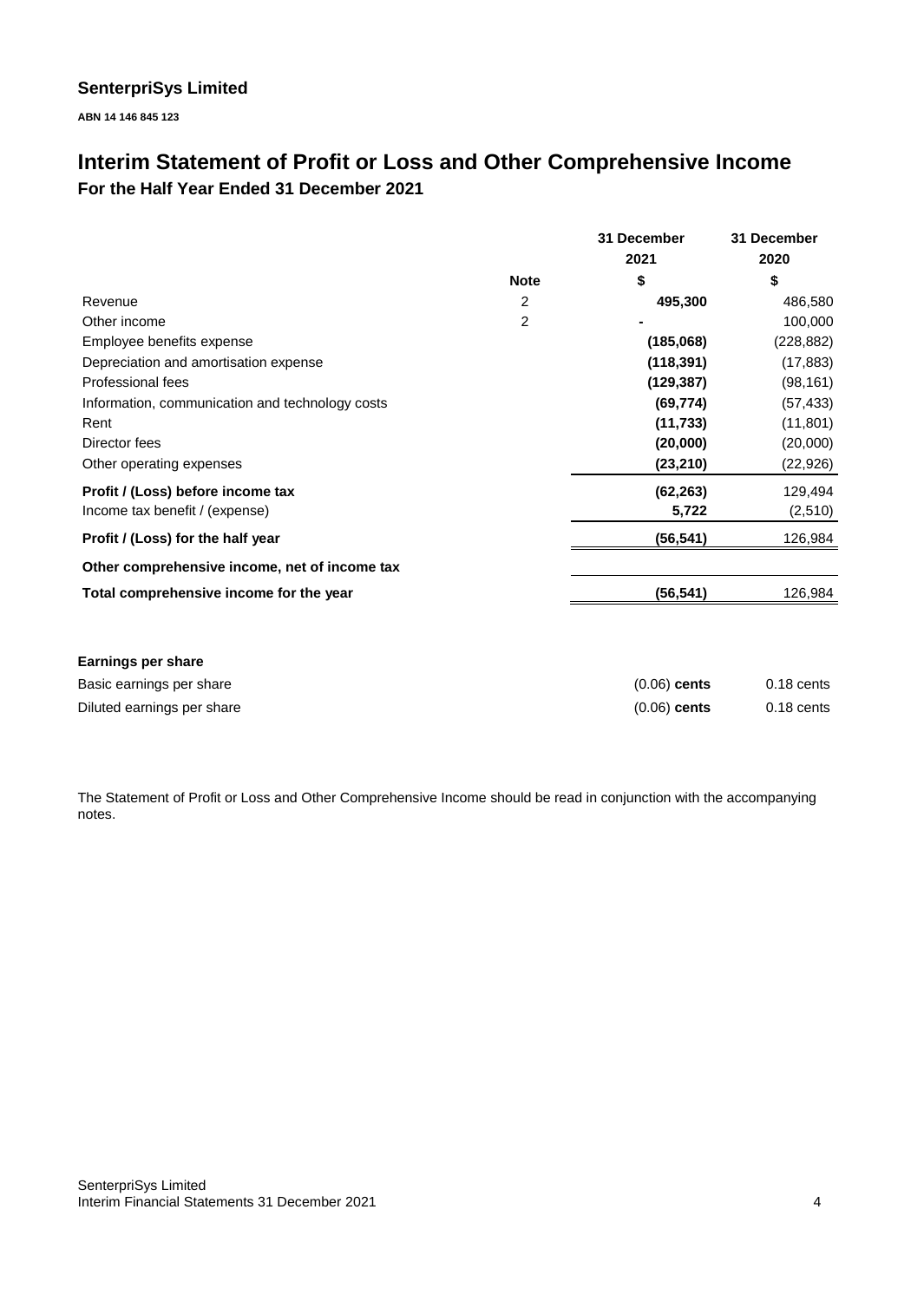**SenterpriSys Limited**

**ABN 14 146 845 123**

# Interim Statement of Profit or Loss and Other Comprehensive Income

## For the Half Year Ended 31 December 2021

| | Note | 31 December 2021 $ | 31 December 2020 $ |
|---|---|---|---|
| Revenue | 2 | **495,300** | 486,580 |
| Other income | 2 | **-** | 100,000 |
| Employee benefits expense | | **(185,068)** | (228,882) |
| Depreciation and amortisation expense | | **(118,391)** | (17,883) |
| Professional fees | | **(129,387)** | (98,161) |
| Information, communication and technology costs | | **(69,774)** | (57,433) |
| Rent | | **(11,733)** | (11,801) |
| Director fees | | **(20,000)** | (20,000) |
| Other operating expenses | | **(23,210)** | (22,926) |
| **Profit / (Loss) before income tax** | | **(62,263)** | 129,494 |
| Income tax benefit / (expense) | | **5,722** | (2,510) |
| **Profit / (Loss) for the half year** | | **(56,541)** | 126,984 |
| **Other comprehensive income, net of income tax** | | | |
| **Total comprehensive income for the year** | | **(56,541)** | 126,984 |

| **Earnings per share** | | |
|---|---|---|
| Basic earnings per share | (0.06) **cents** | 0.18 cents |
| Diluted earnings per share | (0.06) **cents** | 0.18 cents |

The Statement of Profit or Loss and Other Comprehensive Income should be read in conjunction with the accompanying notes.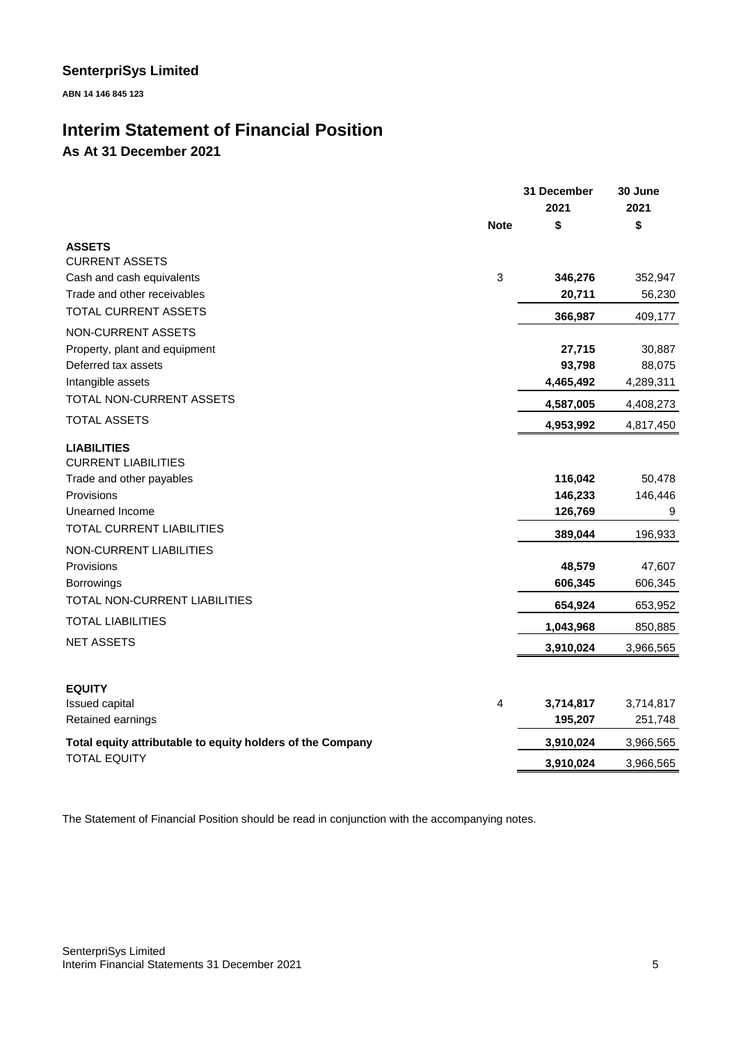**SenterpriSys Limited**

**ABN 14 146 845 123**

# Interim Statement of Financial Position

## As At 31 December 2021

| | Note | 31 December 2021 $ | 30 June 2021 $ |
|---|---|---|---|
| **ASSETS** | | | |
| CURRENT ASSETS | | | |
| Cash and cash equivalents | 3 | **346,276** | 352,947 |
| Trade and other receivables | | **20,711** | 56,230 |
| TOTAL CURRENT ASSETS | | **366,987** | 409,177 |
| NON-CURRENT ASSETS | | | |
| Property, plant and equipment | | **27,715** | 30,887 |
| Deferred tax assets | | **93,798** | 88,075 |
| Intangible assets | | **4,465,492** | 4,289,311 |
| TOTAL NON-CURRENT ASSETS | | **4,587,005** | 4,408,273 |
| TOTAL ASSETS | | **4,953,992** | 4,817,450 |
| **LIABILITIES** | | | |
| CURRENT LIABILITIES | | | |
| Trade and other payables | | **116,042** | 50,478 |
| Provisions | | **146,233** | 146,446 |
| Unearned Income | | **126,769** | 9 |
| TOTAL CURRENT LIABILITIES | | **389,044** | 196,933 |
| NON-CURRENT LIABILITIES | | | |
| Provisions | | **48,579** | 47,607 |
| Borrowings | | **606,345** | 606,345 |
| TOTAL NON-CURRENT LIABILITIES | | **654,924** | 653,952 |
| TOTAL LIABILITIES | | **1,043,968** | 850,885 |
| NET ASSETS | | **3,910,024** | 3,966,565 |
| | | | |
| **EQUITY** | | | |
| Issued capital | 4 | **3,714,817** | 3,714,817 |
| Retained earnings | | **195,207** | 251,748 |
| **Total equity attributable to equity holders of the Company** | | **3,910,024** | 3,966,565 |
| TOTAL EQUITY | | **3,910,024** | 3,966,565 |

The Statement of Financial Position should be read in conjunction with the accompanying notes.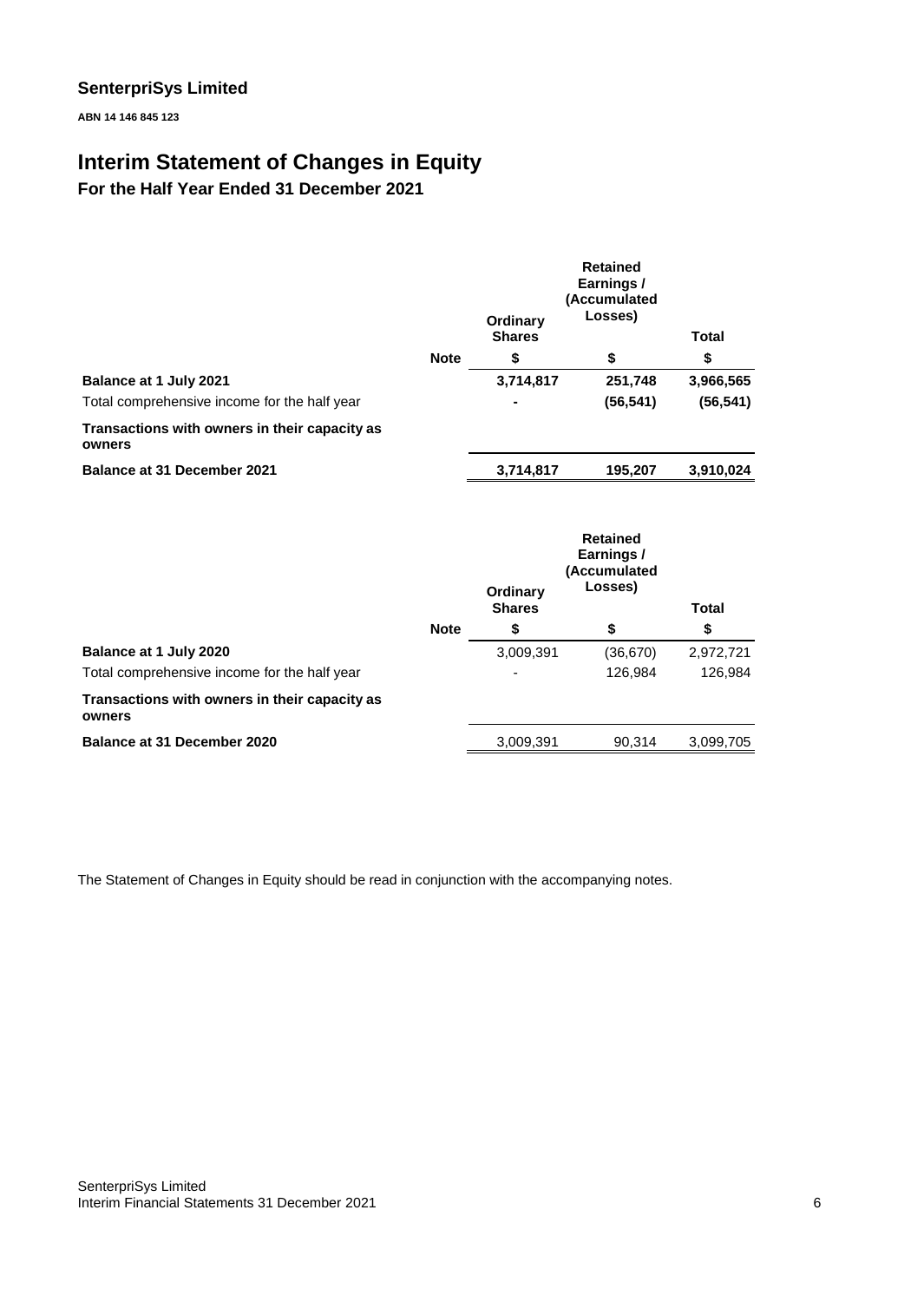**SenterpriSys Limited**

**ABN 14 146 845 123**

# Interim Statement of Changes in Equity

## For the Half Year Ended 31 December 2021

| | Note | Ordinary Shares | Retained Earnings / (Accumulated Losses) | Total |
|---|---|---|---|---|
| | | $ | $ | $ |
| **Balance at 1 July 2021** | | **3,714,817** | **251,748** | **3,966,565** |
| Total comprehensive income for the half year | | **-** | **(56,541)** | **(56,541)** |
| **Transactions with owners in their capacity as owners** | | | | |
| **Balance at 31 December 2021** | | **3,714,817** | **195,207** | **3,910,024** |

| | Note | Ordinary Shares | Retained Earnings / (Accumulated Losses) | Total |
|---|---|---|---|---|
| | | $ | $ | $ |
| **Balance at 1 July 2020** | | 3,009,391 | (36,670) | 2,972,721 |
| Total comprehensive income for the half year | | - | 126,984 | 126,984 |
| **Transactions with owners in their capacity as owners** | | | | |
| **Balance at 31 December 2020** | | 3,009,391 | 90,314 | 3,099,705 |

The Statement of Changes in Equity should be read in conjunction with the accompanying notes.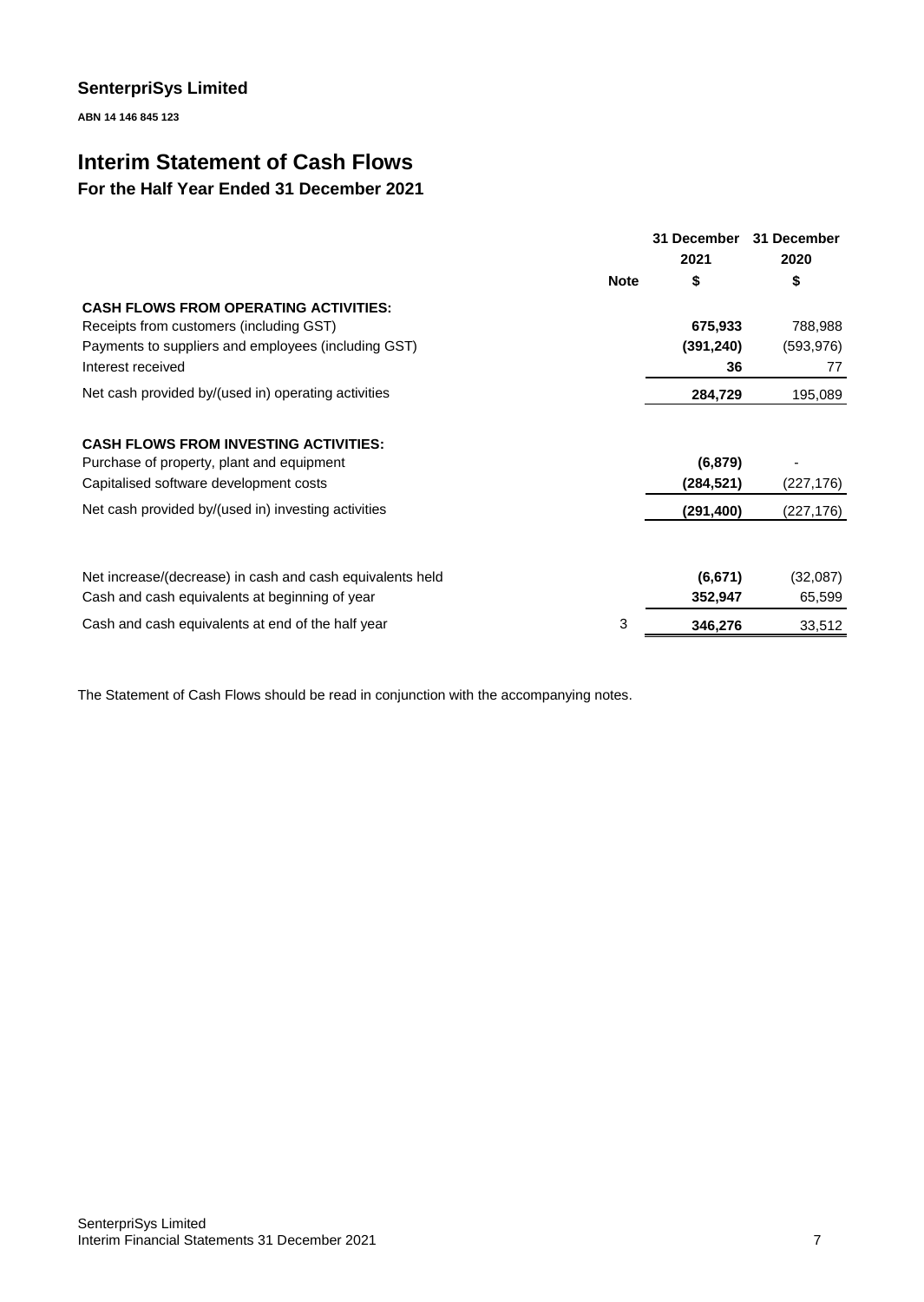## SenterpriSys Limited

**ABN 14 146 845 123**

# Interim Statement of Cash Flows

### For the Half Year Ended 31 December 2021

| | Note | 31 December 2021 $ | 31 December 2020 $ |
|---|---|---|---|
| **CASH FLOWS FROM OPERATING ACTIVITIES:** | | | |
| Receipts from customers (including GST) | | **675,933** | 788,988 |
| Payments to suppliers and employees (including GST) | | **(391,240)** | (593,976) |
| Interest received | | **36** | 77 |
| Net cash provided by/(used in) operating activities | | **284,729** | 195,089 |
| **CASH FLOWS FROM INVESTING ACTIVITIES:** | | | |
| Purchase of property, plant and equipment | | **(6,879)** | - |
| Capitalised software development costs | | **(284,521)** | (227,176) |
| Net cash provided by/(used in) investing activities | | **(291,400)** | (227,176) |
| Net increase/(decrease) in cash and cash equivalents held | | **(6,671)** | (32,087) |
| Cash and cash equivalents at beginning of year | | **352,947** | 65,599 |
| Cash and cash equivalents at end of the half year | 3 | **346,276** | 33,512 |

The Statement of Cash Flows should be read in conjunction with the accompanying notes.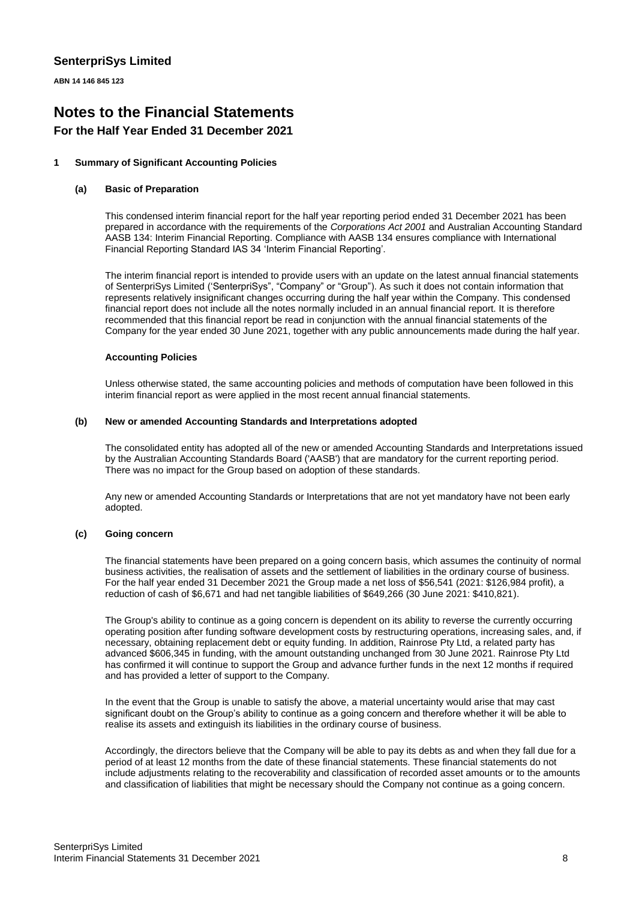**SenterpriSys Limited**

**ABN 14 146 845 123**

# Notes to the Financial Statements

## For the Half Year Ended 31 December 2021

### 1 Summary of Significant Accounting Policies

#### (a) Basic of Preparation

This condensed interim financial report for the half year reporting period ended 31 December 2021 has been prepared in accordance with the requirements of the *Corporations Act 2001* and Australian Accounting Standard AASB 134: Interim Financial Reporting. Compliance with AASB 134 ensures compliance with International Financial Reporting Standard IAS 34 'Interim Financial Reporting'.

The interim financial report is intended to provide users with an update on the latest annual financial statements of SenterpriSys Limited ('SenterpriSys", "Company" or "Group"). As such it does not contain information that represents relatively insignificant changes occurring during the half year within the Company. This condensed financial report does not include all the notes normally included in an annual financial report. It is therefore recommended that this financial report be read in conjunction with the annual financial statements of the Company for the year ended 30 June 2021, together with any public announcements made during the half year.

**Accounting Policies**

Unless otherwise stated, the same accounting policies and methods of computation have been followed in this interim financial report as were applied in the most recent annual financial statements.

#### (b) New or amended Accounting Standards and Interpretations adopted

The consolidated entity has adopted all of the new or amended Accounting Standards and Interpretations issued by the Australian Accounting Standards Board ('AASB') that are mandatory for the current reporting period. There was no impact for the Group based on adoption of these standards.

Any new or amended Accounting Standards or Interpretations that are not yet mandatory have not been early adopted.

#### (c) Going concern

The financial statements have been prepared on a going concern basis, which assumes the continuity of normal business activities, the realisation of assets and the settlement of liabilities in the ordinary course of business. For the half year ended 31 December 2021 the Group made a net loss of $56,541 (2021: $126,984 profit), a reduction of cash of $6,671 and had net tangible liabilities of $649,266 (30 June 2021: $410,821).

The Group's ability to continue as a going concern is dependent on its ability to reverse the currently occurring operating position after funding software development costs by restructuring operations, increasing sales, and, if necessary, obtaining replacement debt or equity funding. In addition, Rainrose Pty Ltd, a related party has advanced $606,345 in funding, with the amount outstanding unchanged from 30 June 2021. Rainrose Pty Ltd has confirmed it will continue to support the Group and advance further funds in the next 12 months if required and has provided a letter of support to the Company.

In the event that the Group is unable to satisfy the above, a material uncertainty would arise that may cast significant doubt on the Group's ability to continue as a going concern and therefore whether it will be able to realise its assets and extinguish its liabilities in the ordinary course of business.

Accordingly, the directors believe that the Company will be able to pay its debts as and when they fall due for a period of at least 12 months from the date of these financial statements. These financial statements do not include adjustments relating to the recoverability and classification of recorded asset amounts or to the amounts and classification of liabilities that might be necessary should the Company not continue as a going concern.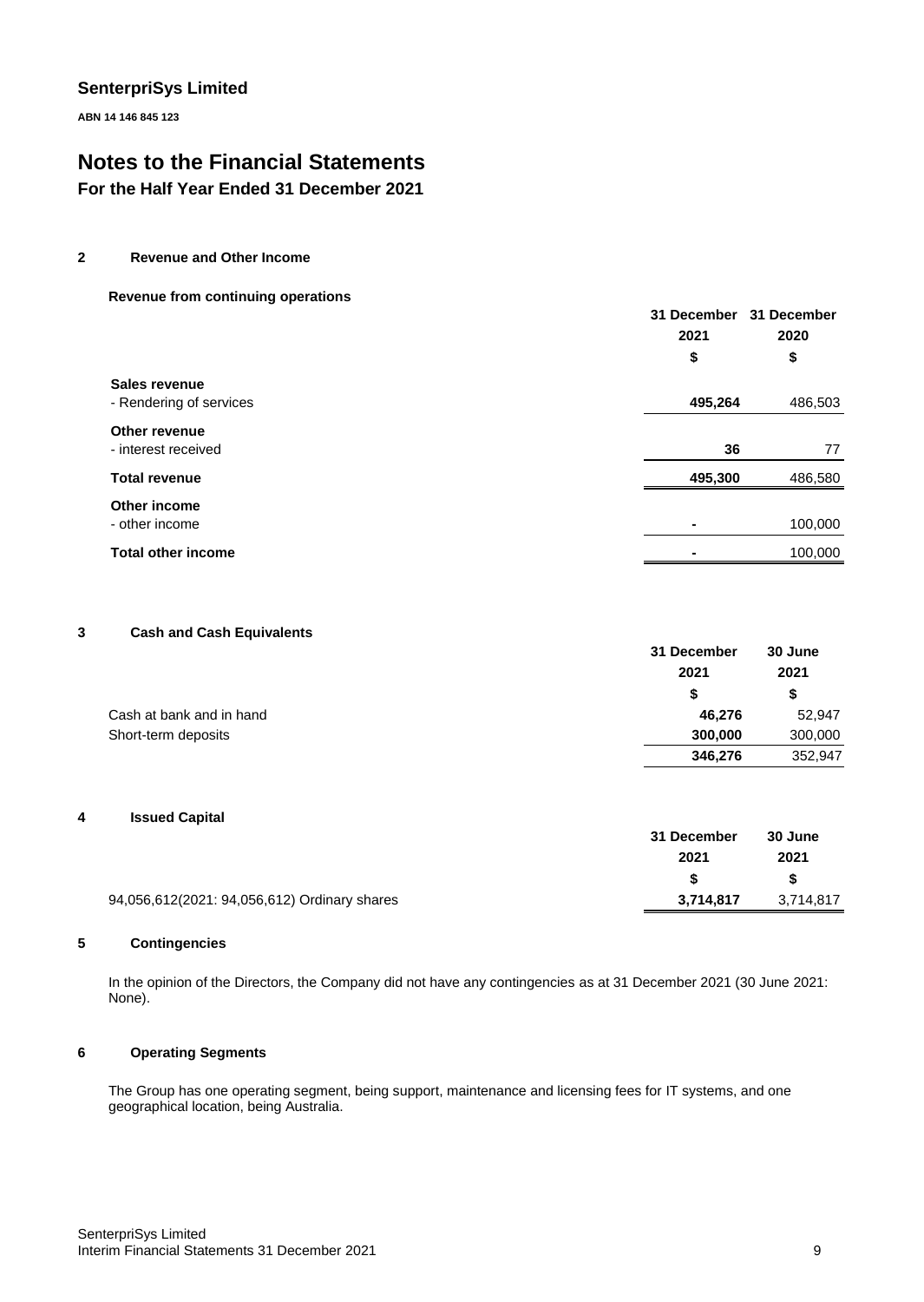**SenterpriSys Limited**

**ABN 14 146 845 123**

# Notes to the Financial Statements

## For the Half Year Ended 31 December 2021

### 2 Revenue and Other Income

**Revenue from continuing operations**

| | 31 December 2021 | 31 December 2020 |
|---|---|---|
| | $ | $ |
| **Sales revenue** | | |
| - Rendering of services | **495,264** | 486,503 |
| **Other revenue** | | |
| - interest received | **36** | 77 |
| **Total revenue** | **495,300** | 486,580 |
| **Other income** | | |
| - other income | **-** | 100,000 |
| **Total other income** | **-** | 100,000 |

### 3 Cash and Cash Equivalents

| | 31 December 2021 | 30 June 2021 |
|---|---|---|
| | $ | $ |
| Cash at bank and in hand | **46,276** | 52,947 |
| Short-term deposits | **300,000** | 300,000 |
| | **346,276** | 352,947 |

### 4 Issued Capital

| | 31 December 2021 | 30 June 2021 |
|---|---|---|
| | $ | $ |
| 94,056,612(2021: 94,056,612) Ordinary shares | **3,714,817** | 3,714,817 |

### 5 Contingencies

In the opinion of the Directors, the Company did not have any contingencies as at 31 December 2021 (30 June 2021: None).

### 6 Operating Segments

The Group has one operating segment, being support, maintenance and licensing fees for IT systems, and one geographical location, being Australia.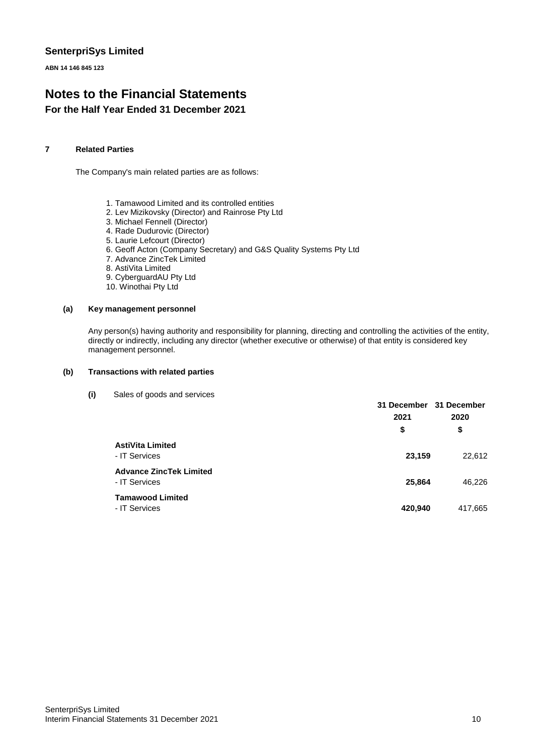**SenterpriSys Limited**

**ABN 14 146 845 123**

# Notes to the Financial Statements

## For the Half Year Ended 31 December 2021

### 7 Related Parties

The Company's main related parties are as follows:

1. Tamawood Limited and its controlled entities
2. Lev Mizikovsky (Director) and Rainrose Pty Ltd
3. Michael Fennell (Director)
4. Rade Dudurovic (Director)
5. Laurie Lefcourt (Director)
6. Geoff Acton (Company Secretary) and G&S Quality Systems Pty Ltd
7. Advance ZincTek Limited
8. AstiVita Limited
9. CyberguardAU Pty Ltd
10. Winothai Pty Ltd

#### (a) Key management personnel

Any person(s) having authority and responsibility for planning, directing and controlling the activities of the entity, directly or indirectly, including any director (whether executive or otherwise) of that entity is considered key management personnel.

#### (b) Transactions with related parties

**(i)** Sales of goods and services

| | 31 December 2021 | 31 December 2020 |
|---|---|---|
| | $ | $ |
| **AstiVita Limited** | | |
| - IT Services | **23,159** | 22,612 |
| **Advance ZincTek Limited** | | |
| - IT Services | **25,864** | 46,226 |
| **Tamawood Limited** | | |
| - IT Services | **420,940** | 417,665 |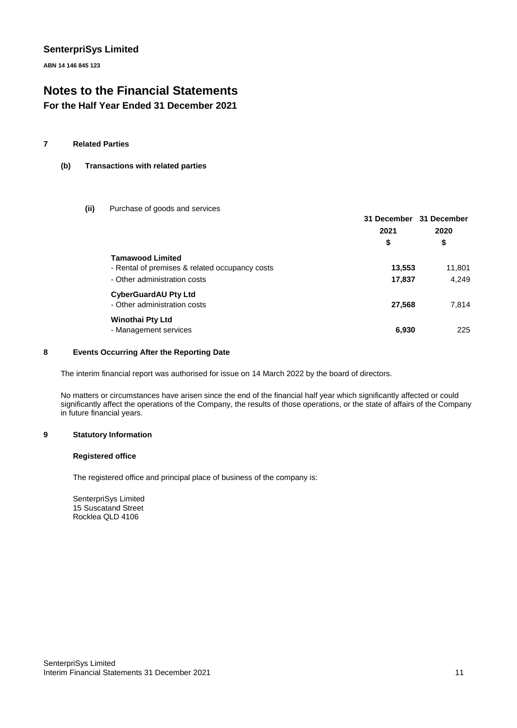**SenterpriSys Limited**

**ABN 14 146 845 123**

# Notes to the Financial Statements

## For the Half Year Ended 31 December 2021

### 7 Related Parties

#### (b) Transactions with related parties

**(ii)** Purchase of goods and services

| | 31 December 2021 $ | 31 December 2020 $ |
|---|---|---|
| **Tamawood Limited** | | |
| - Rental of premises & related occupancy costs | **13,553** | 11,801 |
| - Other administration costs | **17,837** | 4,249 |
| **CyberGuardAU Pty Ltd** | | |
| - Other administration costs | **27,568** | 7,814 |
| **Winothai Pty Ltd** | | |
| - Management services | **6,930** | 225 |

### 8 Events Occurring After the Reporting Date

The interim financial report was authorised for issue on 14 March 2022 by the board of directors.

No matters or circumstances have arisen since the end of the financial half year which significantly affected or could significantly affect the operations of the Company, the results of those operations, or the state of affairs of the Company in future financial years.

### 9 Statutory Information

**Registered office**

The registered office and principal place of business of the company is:

SenterpriSys Limited
15 Suscatand Street
Rocklea QLD 4106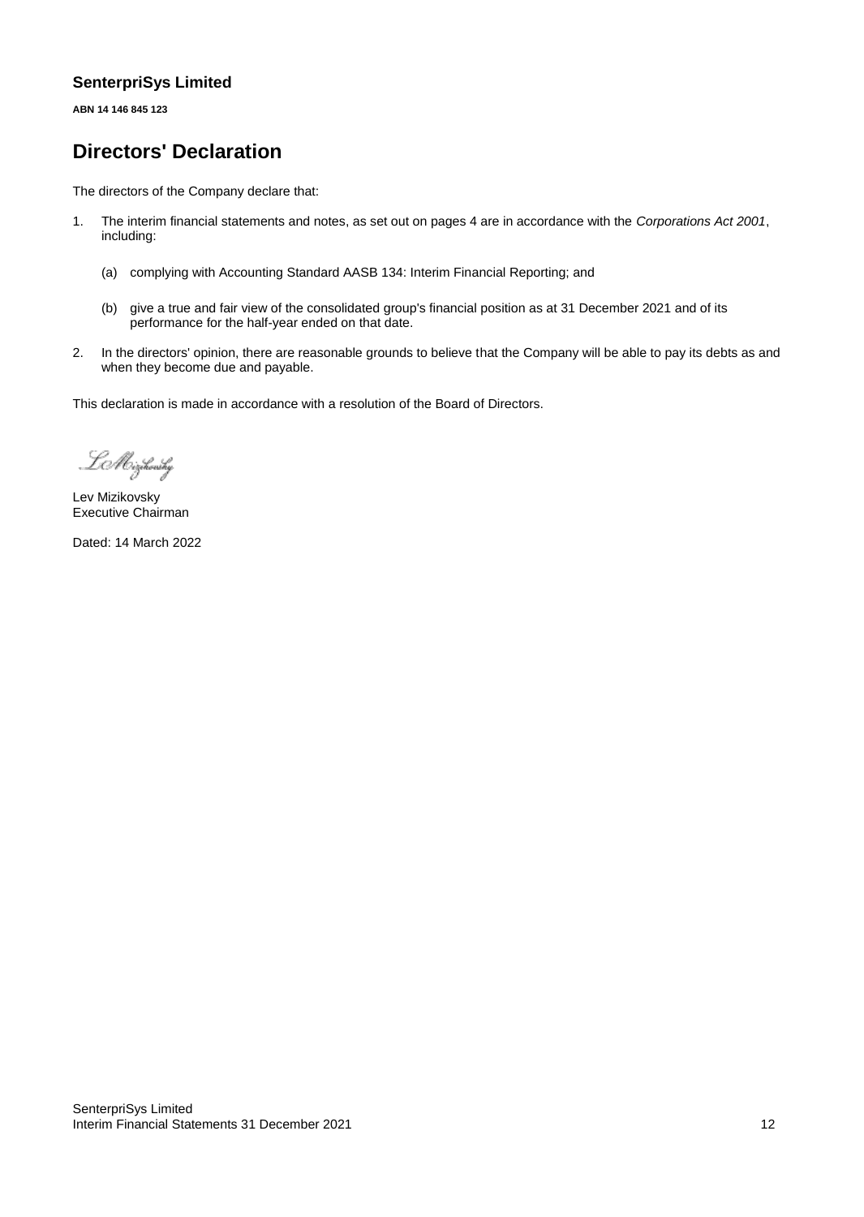**SenterpriSys Limited**

**ABN 14 146 845 123**

# Directors' Declaration

The directors of the Company declare that:

1. The interim financial statements and notes, as set out on pages 4 are in accordance with the *Corporations Act 2001*, including:

   (a) complying with Accounting Standard AASB 134: Interim Financial Reporting; and

   (b) give a true and fair view of the consolidated group's financial position as at 31 December 2021 and of its performance for the half-year ended on that date.

2. In the directors' opinion, there are reasonable grounds to believe that the Company will be able to pay its debts as and when they become due and payable.

This declaration is made in accordance with a resolution of the Board of Directors.

Lev Mizikovsky
Executive Chairman

Dated: 14 March 2022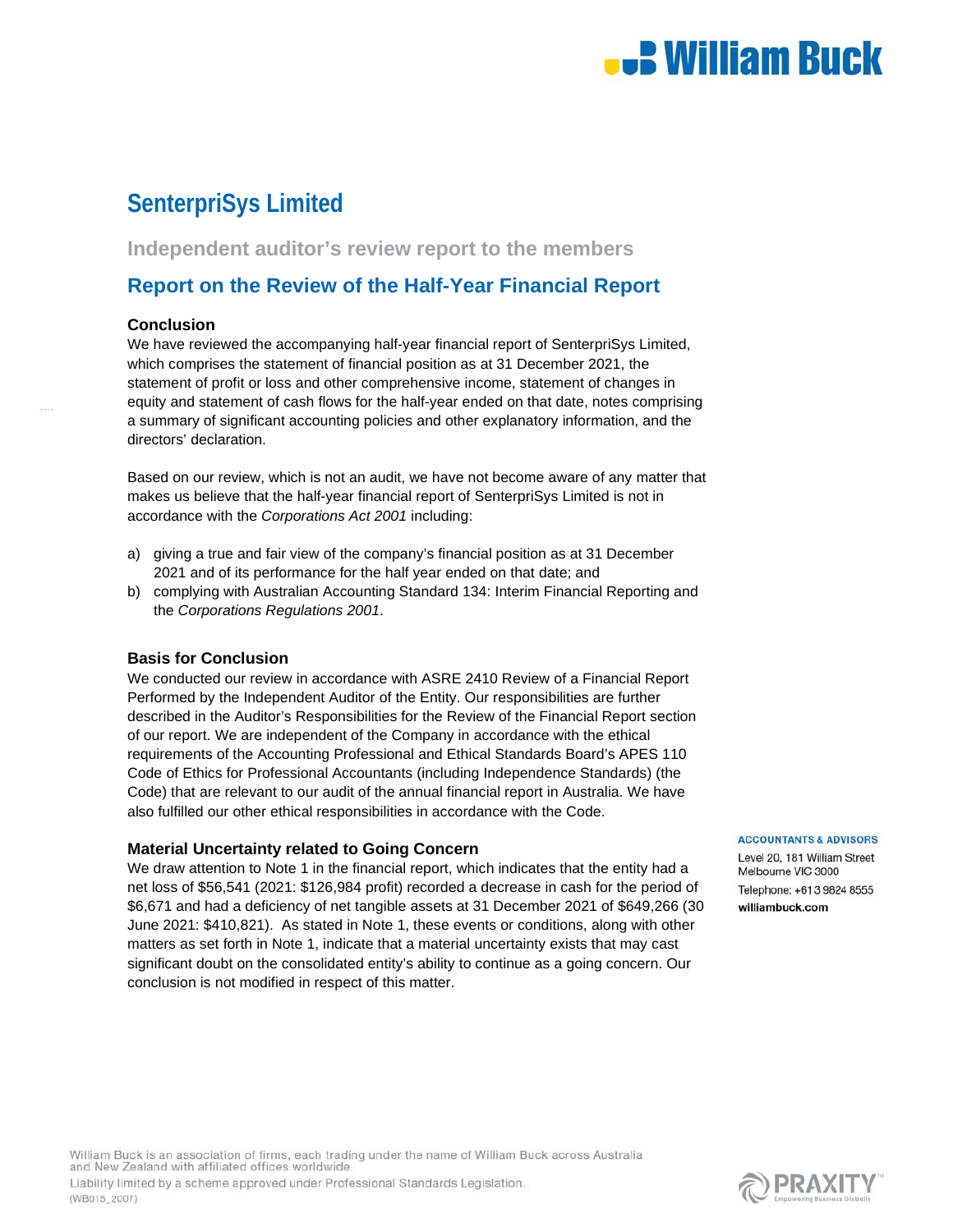# SenterpriSys Limited

## Independent auditor's review report to the members

## Report on the Review of the Half-Year Financial Report

### Conclusion

We have reviewed the accompanying half-year financial report of SenterpriSys Limited, which comprises the statement of financial position as at 31 December 2021, the statement of profit or loss and other comprehensive income, statement of changes in equity and statement of cash flows for the half-year ended on that date, notes comprising a summary of significant accounting policies and other explanatory information, and the directors' declaration.

Based on our review, which is not an audit, we have not become aware of any matter that makes us believe that the half-year financial report of SenterpriSys Limited is not in accordance with the *Corporations Act 2001* including:

a) giving a true and fair view of the company's financial position as at 31 December 2021 and of its performance for the half year ended on that date; and
b) complying with Australian Accounting Standard 134: Interim Financial Reporting and the *Corporations Regulations 2001*.

### Basis for Conclusion

We conducted our review in accordance with ASRE 2410 Review of a Financial Report Performed by the Independent Auditor of the Entity. Our responsibilities are further described in the Auditor's Responsibilities for the Review of the Financial Report section of our report. We are independent of the Company in accordance with the ethical requirements of the Accounting Professional and Ethical Standards Board's APES 110 Code of Ethics for Professional Accountants (including Independence Standards) (the Code) that are relevant to our audit of the annual financial report in Australia. We have also fulfilled our other ethical responsibilities in accordance with the Code.

### Material Uncertainty related to Going Concern

We draw attention to Note 1 in the financial report, which indicates that the entity had a net loss of $56,541 (2021: $126,984 profit) recorded a decrease in cash for the period of $6,671 and had a deficiency of net tangible assets at 31 December 2021 of $649,266 (30 June 2021: $410,821). As stated in Note 1, these events or conditions, along with other matters as set forth in Note 1, indicate that a material uncertainty exists that may cast significant doubt on the consolidated entity's ability to continue as a going concern. Our conclusion is not modified in respect of this matter.

**ACCOUNTANTS & ADVISORS**
Level 20, 181 William Street
Melbourne VIC 3000
Telephone: +61 3 9824 8555
**williambuck.com**

William Buck is an association of firms, each trading under the name of William Buck across Australia and New Zealand with affiliated offices worldwide.
Liability limited by a scheme approved under Professional Standards Legislation.
(WB015_2007)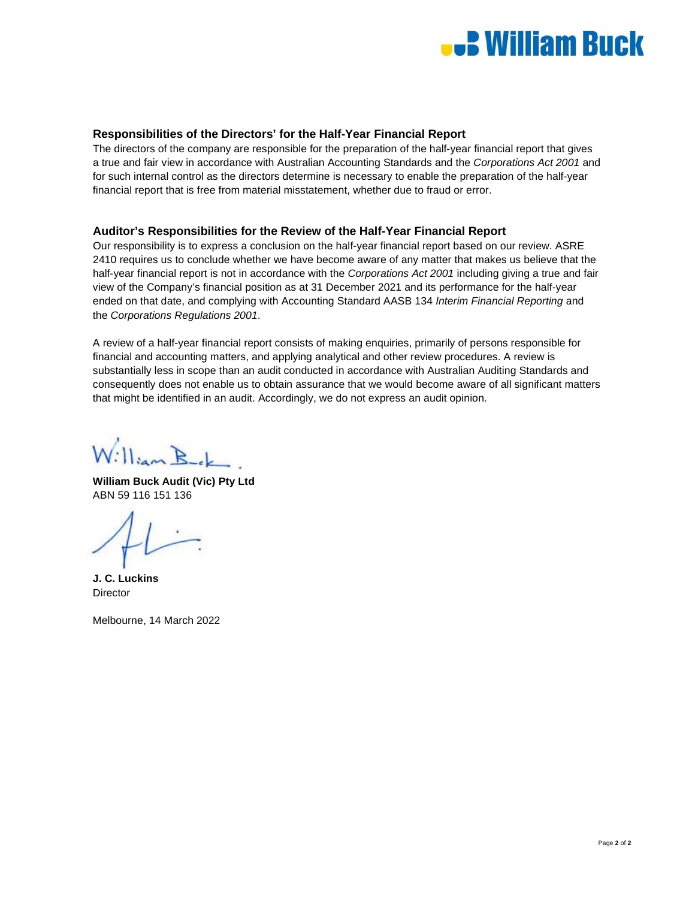## Responsibilities of the Directors' for the Half-Year Financial Report

The directors of the company are responsible for the preparation of the half-year financial report that gives a true and fair view in accordance with Australian Accounting Standards and the *Corporations Act 2001* and for such internal control as the directors determine is necessary to enable the preparation of the half-year financial report that is free from material misstatement, whether due to fraud or error.

## Auditor's Responsibilities for the Review of the Half-Year Financial Report

Our responsibility is to express a conclusion on the half-year financial report based on our review. ASRE 2410 requires us to conclude whether we have become aware of any matter that makes us believe that the half-year financial report is not in accordance with the *Corporations Act 2001* including giving a true and fair view of the Company's financial position as at 31 December 2021 and its performance for the half-year ended on that date, and complying with Accounting Standard AASB 134 *Interim Financial Reporting* and the *Corporations Regulations 2001*.

A review of a half-year financial report consists of making enquiries, primarily of persons responsible for financial and accounting matters, and applying analytical and other review procedures. A review is substantially less in scope than an audit conducted in accordance with Australian Auditing Standards and consequently does not enable us to obtain assurance that we would become aware of all significant matters that might be identified in an audit. Accordingly, we do not express an audit opinion.

**William Buck Audit (Vic) Pty Ltd**
ABN 59 116 151 136

**J. C. Luckins**
Director

Melbourne, 14 March 2022